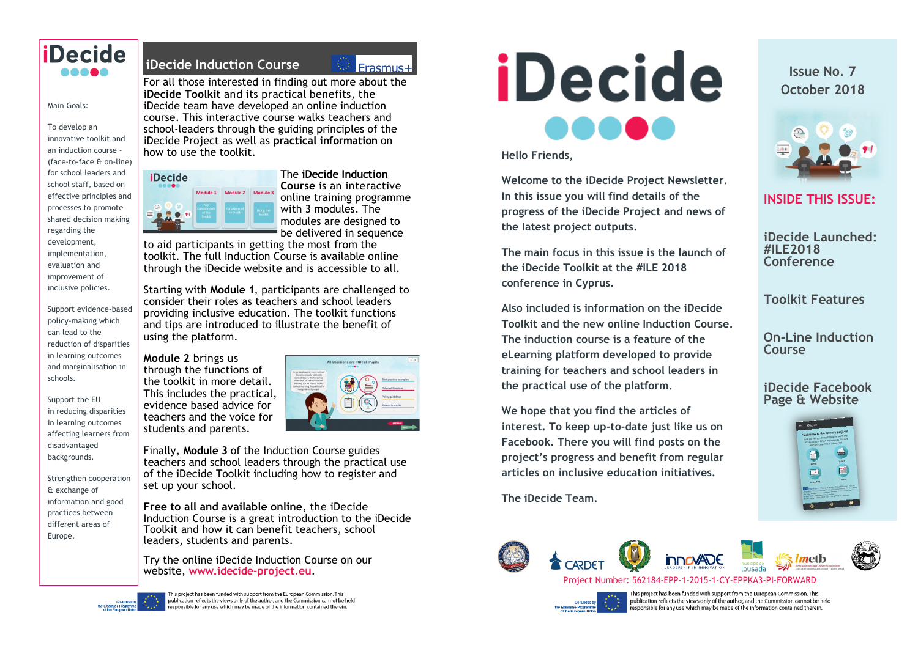# iDecide

Main Goals:

To develop an innovative toolkit and an induction course - (face-to-face & on-line) for school leaders and school staff, based on effective principles and processes to promote shared decision making regarding the development, implementation, evaluation and improvement of inclusive policies.

Support evidence-based policy-making which can lead to the reduction of disparities in learning outcomes and marginalisation in schools.

Support the EU in reducing disparities in learning outcomes affecting learners from disadvantaged backgrounds.

Strengthen cooperation & exchange of information and good practices between different areas of Europe.

## iDecide Induction Course

For all those interested in finding out more about the **iDecide Toolkit** and its practical benefits, the iDecide team have developed an online induction course. This interactive course walks teachers and school-leaders through the guiding principles of the iDecide Project as well as **practical information** on how to use the toolkit.

The **iDecide Induction Course** is an interactive online training programme with 3 modules. The modules are designed to be delivered in sequence to aid participants in getting the most from the toolkit. The full Induction Course is available online through the iDecide website and is accessible to all.

Starting with **Module 1**, participants are challenged to consider their roles as teachers and school leaders providing inclusive education. The toolkit functions and tips are introduced to illustrate the benefit of using the platform.

**Module 2** brings us through the functions of the toolkit in more detail. This includes the practical, evidence based advice for teachers and the voice for students and parents.

Finally, **Module 3** of the Induction Course guides teachers and school leaders through the practical use of the iDecide Toolkit including how to register and set up your school.

**Free to all and available online**, the iDecide Induction Course is a great introduction to the iDecide Toolkit and how it can benefit teachers, school leaders, students and parents.

Try the online iDecide Induction Course on our website, **www.idecide-project.eu**.

This project has been funded with support from the European Commission. This publication reflects the views only of the author, and the Commission cannot be held responsible for any use which may be made of the information contained therein.

# iDecide

Issue No. 7
October 2018

Hello Friends,

**Welcome to the iDecide Project Newsletter. In this issue you will find details of the progress of the iDecide Project and news of the latest project outputs.**

**The main focus in this issue is the launch of the iDecide Toolkit at the #ILE 2018 conference in Cyprus.**

**Also included is information on the iDecide Toolkit and the new online Induction Course. The induction course is a feature of the eLearning platform developed to provide training for teachers and school leaders in the practical use of the platform.**

**We hope that you find the articles of interest. To keep up-to-date just like us on Facebook. There you will find posts on the project's progress and benefit from regular articles on inclusive education initiatives.**

**The iDecide Team.**

## INSIDE THIS ISSUE:

- iDecide Launched: #ILE2018 Conference
- Toolkit Features
- On-Line Induction Course
- iDecide Facebook Page & Website

Project Number: 562184-EPP-1-2015-1-CY-EPPKA3-PI-FORWARD

This project has been funded with support from the European Commission. This publication reflects the views only of the author, and the Commission cannot be held responsible for any use which may be made of the information contained therein.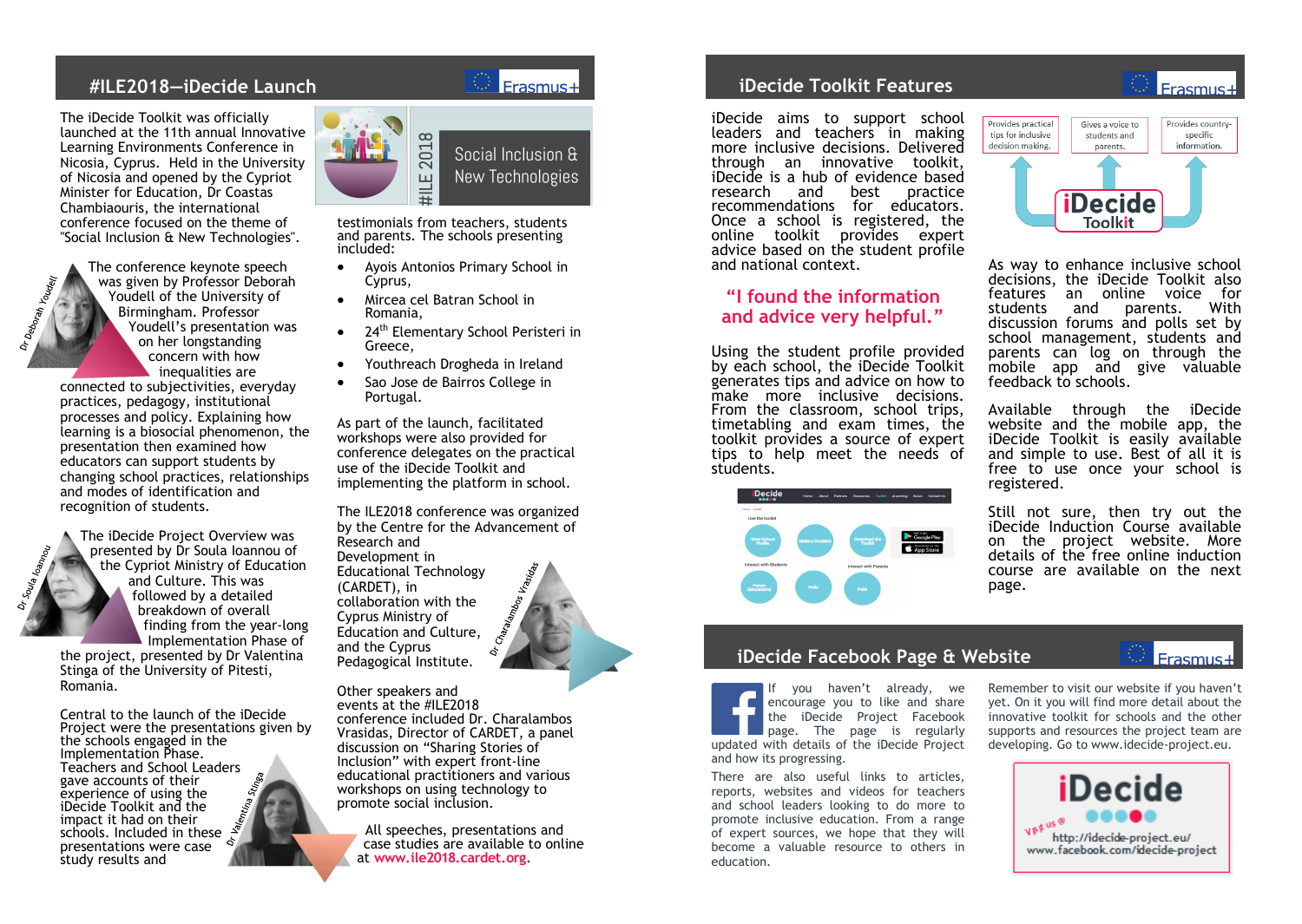## #ILE2018—iDecide Launch

The iDecide Toolkit was officially launched at the 11th annual Innovative Learning Environments Conference in Nicosia, Cyprus. Held in the University of Nicosia and opened by the Cypriot Minister for Education, Dr Coastas Chambiaouris, the international conference focused on the theme of "Social Inclusion & New Technologies".

#ILE 2018 Social Inclusion & New Technologies

The conference keynote speech was given by Professor Deborah Youdell of the University of Birmingham. Professor Youdell's presentation was on her longstanding concern with how inequalities are connected to subjectivities, everyday practices, pedagogy, institutional processes and policy. Explaining how learning is a biosocial phenomenon, the presentation then examined how educators can support students by changing school practices, relationships and modes of identification and recognition of students.

Dr Deborah Youdell

The iDecide Project Overview was presented by Dr Soula Ioannou of the Cypriot Ministry of Education and Culture. This was followed by a detailed breakdown of overall finding from the year-long Implementation Phase of the project, presented by Dr Valentina Stinga of the University of Pitesti, Romania.

Dr Soula Ioannou

Central to the launch of the iDecide Project were the presentations given by the schools engaged in the Implementation Phase. Teachers and School Leaders gave accounts of their experience of using the iDecide Toolkit and the impact it had on their schools. Included in these presentations were case study results and testimonials from teachers, students and parents. The schools presenting included:

Dr Valentina Stinga

- Ayois Antonios Primary School in Cyprus,
- Mircea cel Batran School in Romania,
- 24th Elementary School Peristeri in Greece,
- Youthreach Drogheda in Ireland
- Sao Jose de Bairros College in Portugal.

As part of the launch, facilitated workshops were also provided for conference delegates on the practical use of the iDecide Toolkit and implementing the platform in school.

The ILE2018 conference was organized by the Centre for the Advancement of Research and Development in Educational Technology (CARDET), in collaboration with the Cyprus Ministry of Education and Culture, and the Cyprus Pedagogical Institute.

Dr Charalambos Vrasidas

Other speakers and events at the #ILE2018 conference included Dr. Charalambos Vrasidas, Director of CARDET, a panel discussion on "Sharing Stories of Inclusion" with expert front-line educational practitioners and various workshops on using technology to promote social inclusion.

All speeches, presentations and case studies are available to online at **www.ile2018.cardet.org**.

## iDecide Toolkit Features

iDecide aims to support school leaders and teachers in making more inclusive decisions. Delivered through an innovative toolkit, iDecide is a hub of evidence based research and best practice recommendations for educators. Once a school is registered, the online toolkit provides expert advice based on the student profile and national context.

**"I found the information and advice very helpful."**

Using the student profile provided by each school, the iDecide Toolkit generates tips and advice on how to make more inclusive decisions. From the classroom, school trips, timetabling and exam times, the toolkit provides a source of expert tips to help meet the needs of students.

Provides practical tips for inclusive decision making.

Gives a voice to students and parents.

Provides country-specific information.

iDecide Toolkit

As way to enhance inclusive school decisions, the iDecide Toolkit also features an online voice for students and parents. With discussion forums and polls set by school management, students and parents can log on through the mobile app and give valuable feedback to schools.

Available through the iDecide website and the mobile app, the iDecide Toolkit is easily available and simple to use. Best of all it is free to use once your school is registered.

Still not sure, then try out the iDecide Induction Course available on the project website. More details of the free online induction course are available on the next page.

## iDecide Facebook Page & Website

If you haven't already, we encourage you to like and share the iDecide Project Facebook page. The page is regularly updated with details of the iDecide Project and how its progressing.

There are also useful links to articles, reports, websites and videos for teachers and school leaders looking to do more to promote inclusive education. From a range of expert sources, we hope that they will become a valuable resource to others in education.

Remember to visit our website if you haven't yet. On it you will find more detail about the innovative toolkit for schools and the other supports and resources the project team are developing. Go to www.idecide-project.eu.

iDecide

Visit us @

http://idecide-project.eu/

www.facebook.com/idecide-project